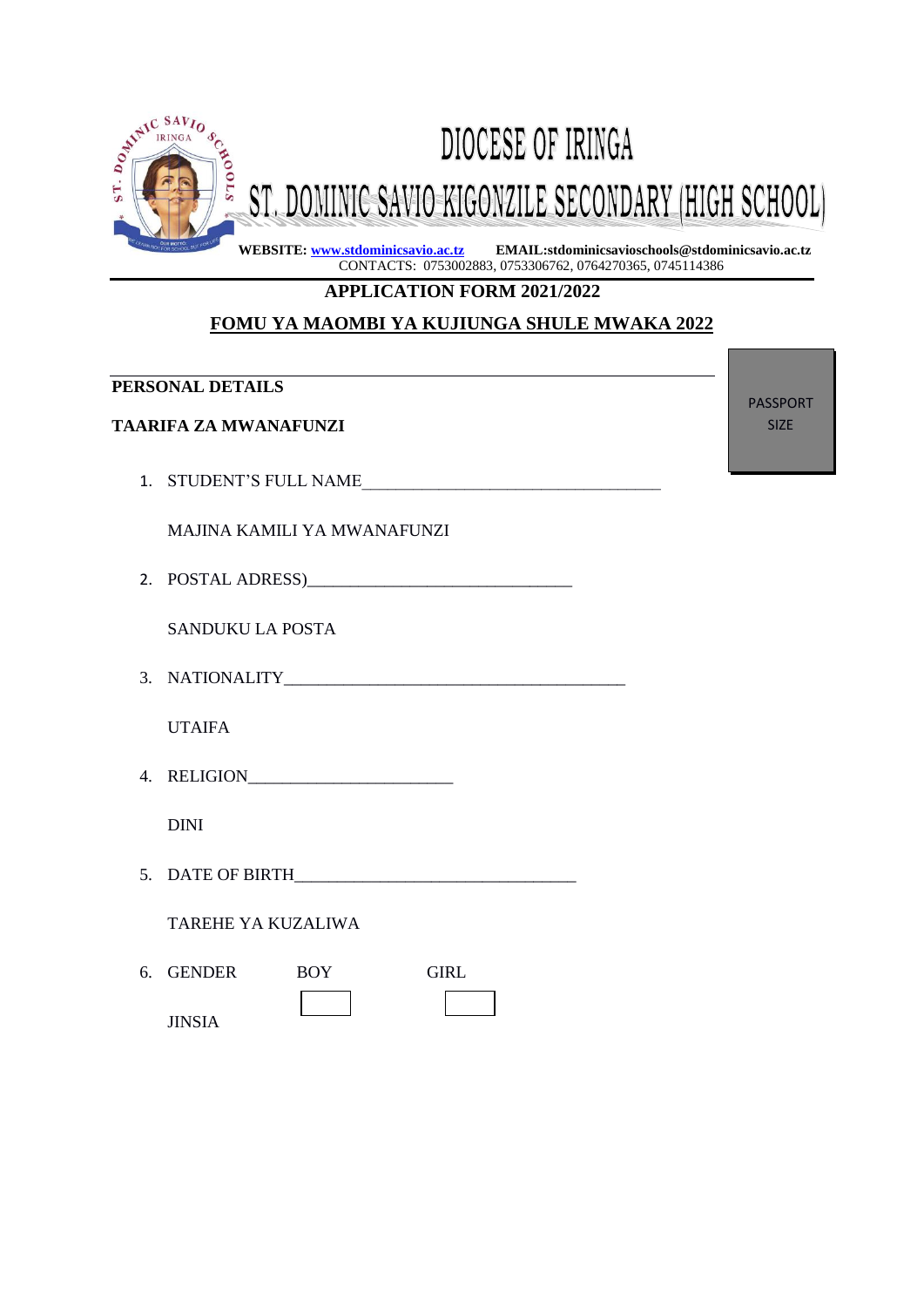# DIOCESE OF IRINGA

## ST. DOMINIC SAVIO KIGONZILE SECONDARY (HIGH SCHOOL)

**WEBSITE:** www.stdominicsavio.ac.tz **EMAIL:**stdominicsavioschools@stdominicsavio.ac.tz
CONTACTS: 0753002883, 0753306762, 0764270365, 0745114386

**APPLICATION FORM 2021/2022**

**FOMU YA MAOMBI YA KUJIUNGA SHULE MWAKA 2022**

PASSPORT SIZE

**PERSONAL DETAILS**

**TAARIFA ZA MWANAFUNZI**

1. STUDENT'S FULL NAME___________________________________

   MAJINA KAMILI YA MWANAFUNZI

2. POSTAL ADRESS)_______________________________

   SANDUKU LA POSTA

3. NATIONALITY________________________________________

   UTAIFA

4. RELIGION________________________

   DINI

5. DATE OF BIRTH_________________________________

   TAREHE YA KUZALIWA

6. GENDER BOY ☐ GIRL ☐

   JINSIA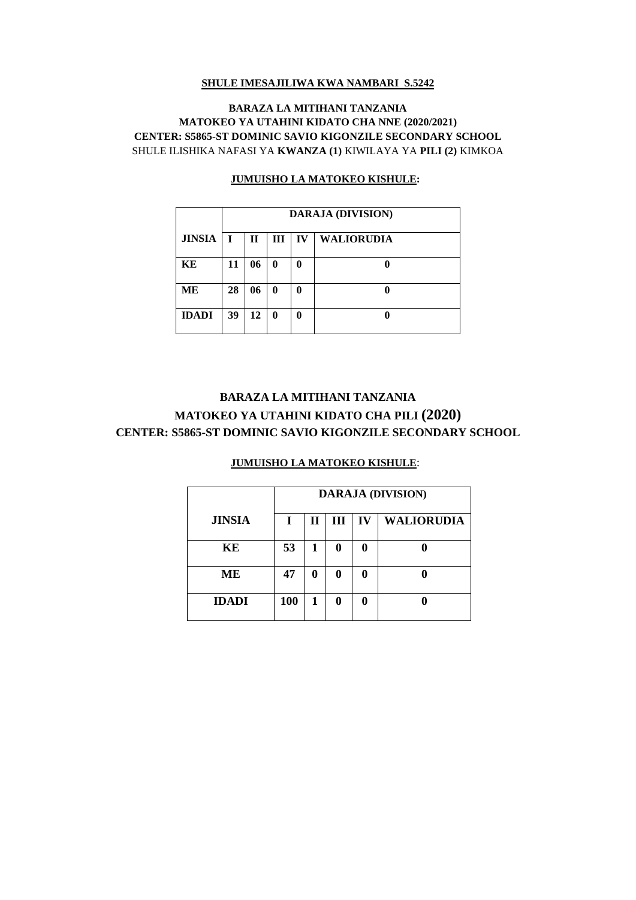**<u>SHULE IMESAJILIWA KWA NAMBARI S.5242</u>**

**BARAZA LA MITIHANI TANZANIA**
**MATOKEO YA UTAHINI KIDATO CHA NNE (2020/2021)**
**CENTER: S5865-ST DOMINIC SAVIO KIGONZILE SECONDARY SCHOOL**
SHULE ILISHIKA NAFASI YA **KWANZA (1)** KIWILAYA YA **PILI (2)** KIMKOA

**<u>JUMUISHO LA MATOKEO KISHULE</u>:**

| | DARAJA (DIVISION) | | | | |
|---|---|---|---|---|---|
| **JINSIA** | **I** | **II** | **III** | **IV** | **WALIORUDIA** |
| **KE** | **11** | **06** | **0** | **0** | **0** |
| **ME** | **28** | **06** | **0** | **0** | **0** |
| **IDADI** | **39** | **12** | **0** | **0** | **0** |

**BARAZA LA MITIHANI TANZANIA**
**MATOKEO YA UTAHINI KIDATO CHA PILI (2020)**
**CENTER: S5865-ST DOMINIC SAVIO KIGONZILE SECONDARY SCHOOL**

**<u>JUMUISHO LA MATOKEO KISHULE</u>**:

| | DARAJA (DIVISION) | | | | |
|---|---|---|---|---|---|
| **JINSIA** | **I** | **II** | **III** | **IV** | **WALIORUDIA** |
| **KE** | **53** | **1** | **0** | **0** | **0** |
| **ME** | **47** | **0** | **0** | **0** | **0** |
| **IDADI** | **100** | **1** | **0** | **0** | **0** |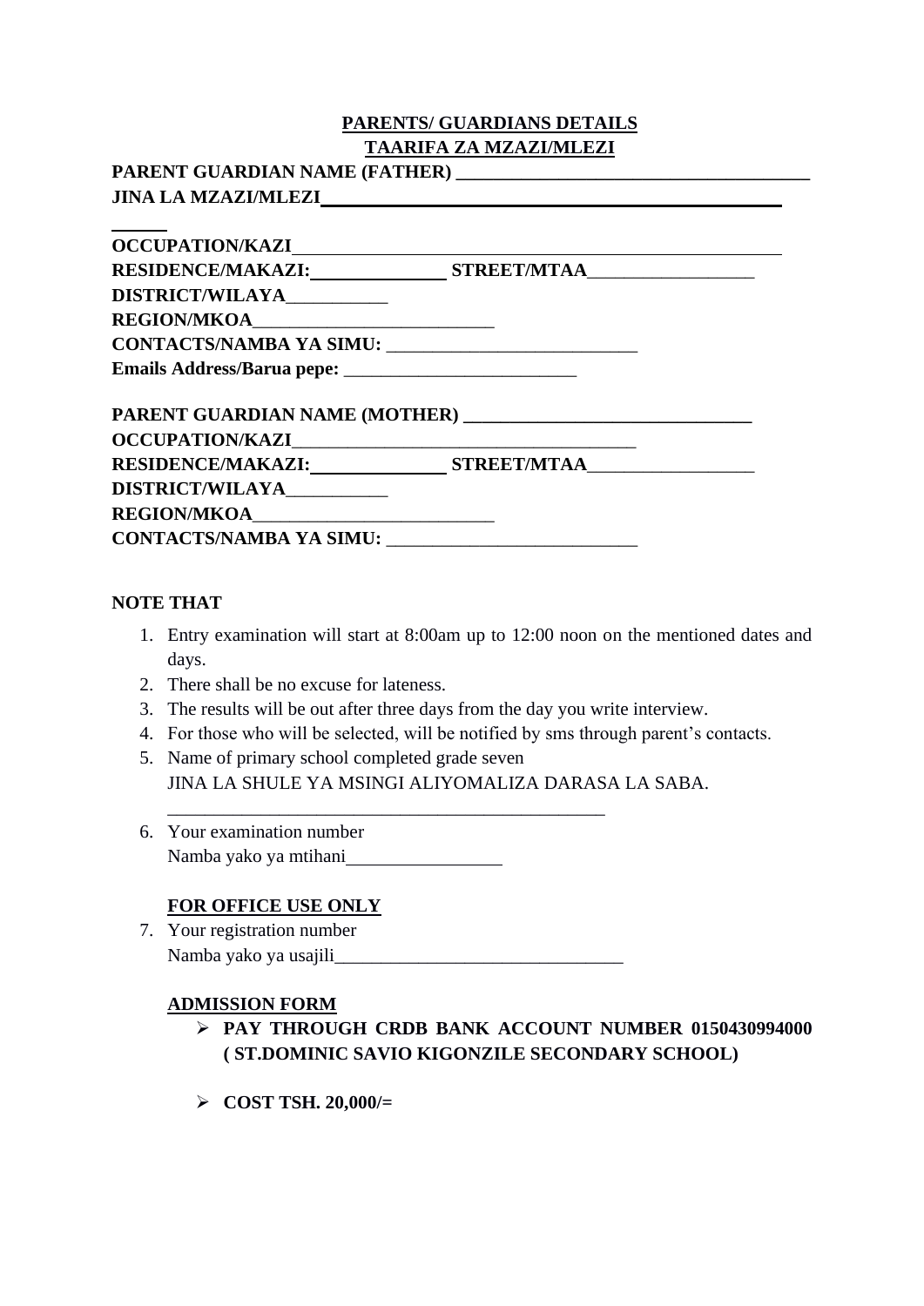## PARENTS/ GUARDIANS DETAILS

## TAARIFA ZA MZAZI/MLEZI

**PARENT GUARDIAN NAME (FATHER) ______________________________________**

**JINA LA MZAZI/MLEZI_______________________________________________**

**______**

**OCCUPATION/KAZI_____________________________________________________**

**RESIDENCE/MAKAZI:______________ STREET/MTAA__________________**

**DISTRICT/WILAYA___________**

**REGION/MKOA__________________________**

**CONTACTS/NAMBA YA SIMU: ___________________________**

**Emails Address/Barua pepe: _________________________**

**PARENT GUARDIAN NAME (MOTHER) ______________________________**

**OCCUPATION/KAZI_____________________________________**

**RESIDENCE/MAKAZI:______________ STREET/MTAA__________________**

**DISTRICT/WILAYA___________**

**REGION/MKOA__________________________**

**CONTACTS/NAMBA YA SIMU: ___________________________**

**NOTE THAT**

1. Entry examination will start at 8:00am up to 12:00 noon on the mentioned dates and days.
2. There shall be no excuse for lateness.
3. The results will be out after three days from the day you write interview.
4. For those who will be selected, will be notified by sms through parent's contacts.
5. Name of primary school completed grade seven
   JINA LA SHULE YA MSINGI ALIYOMALIZA DARASA LA SABA.
   ________________________________________________
6. Your examination number
   Namba yako ya mtihani_________________

   **FOR OFFICE USE ONLY**
7. Your registration number
   Namba yako ya usajili_______________________________

   **ADMISSION FORM**
   - **PAY THROUGH CRDB BANK ACCOUNT NUMBER 0150430994000 ( ST.DOMINIC SAVIO KIGONZILE SECONDARY SCHOOL)**
   - **COST TSH. 20,000/=**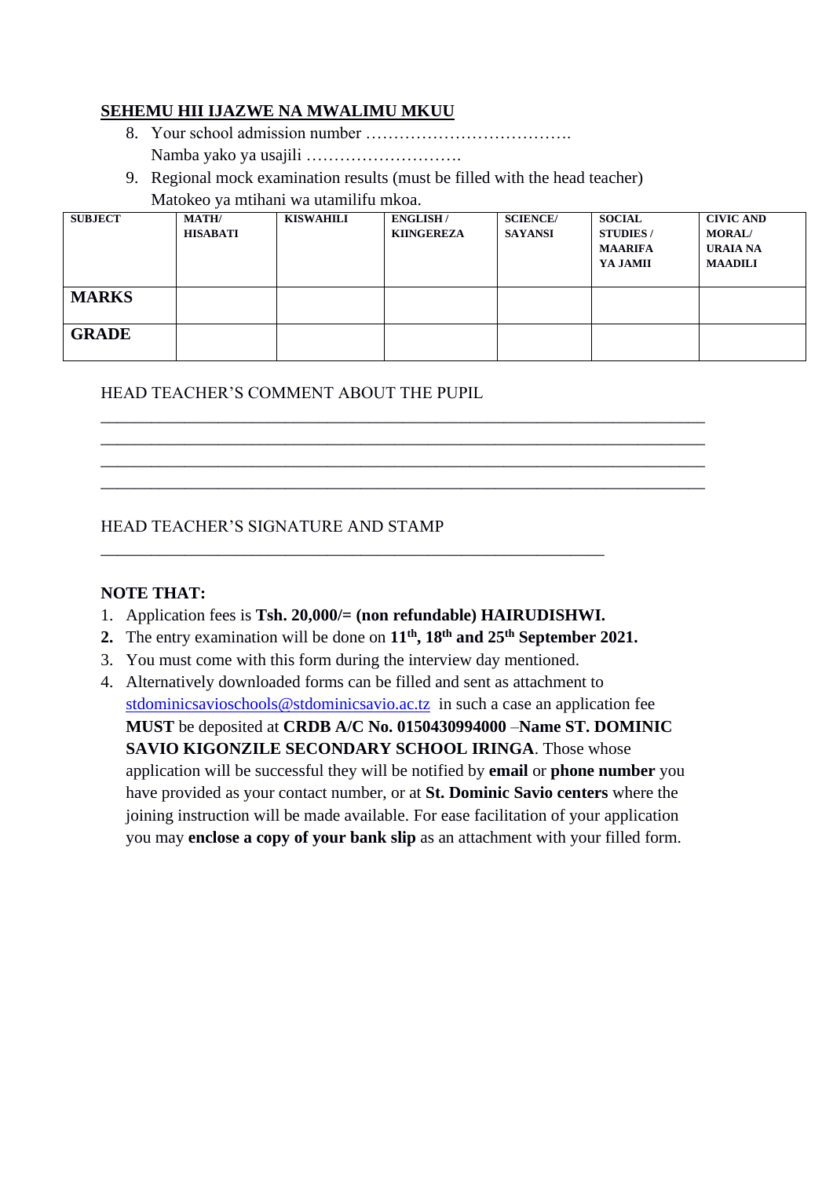**SEHEMU HII IJAZWE NA MWALIMU MKUU**

8. Your school admission number ……………………………….
   Namba yako ya usajili ……………………….
9. Regional mock examination results (must be filled with the head teacher)
   Matokeo ya mtihani wa utamilifu mkoa.

| SUBJECT | MATH/ HISABATI | KISWAHILI | ENGLISH / KIINGEREZA | SCIENCE/ SAYANSI | SOCIAL STUDIES / MAARIFA YA JAMII | CIVIC AND MORAL/ URAIA NA MAADILI |
|---|---|---|---|---|---|---|
| **MARKS** | | | | | | |
| **GRADE** | | | | | | |

HEAD TEACHER'S COMMENT ABOUT THE PUPIL

_____________________________________________________________________________
_____________________________________________________________________________
_____________________________________________________________________________
_____________________________________________________________________________

HEAD TEACHER'S SIGNATURE AND STAMP

________________________________________________________________

**NOTE THAT:**

1. Application fees is **Tsh. 20,000/= (non refundable) HAIRUDISHWI.**
2. The entry examination will be done on **11th, 18th and 25th September 2021.**
3. You must come with this form during the interview day mentioned.
4. Alternatively downloaded forms can be filled and sent as attachment to stdominicsavioschools@stdominicsavio.ac.tz in such a case an application fee **MUST** be deposited at **CRDB A/C No. 0150430994000** –**Name ST. DOMINIC SAVIO KIGONZILE SECONDARY SCHOOL IRINGA**. Those whose application will be successful they will be notified by **email** or **phone number** you have provided as your contact number, or at **St. Dominic Savio centers** where the joining instruction will be made available. For ease facilitation of your application you may **enclose a copy of your bank slip** as an attachment with your filled form.